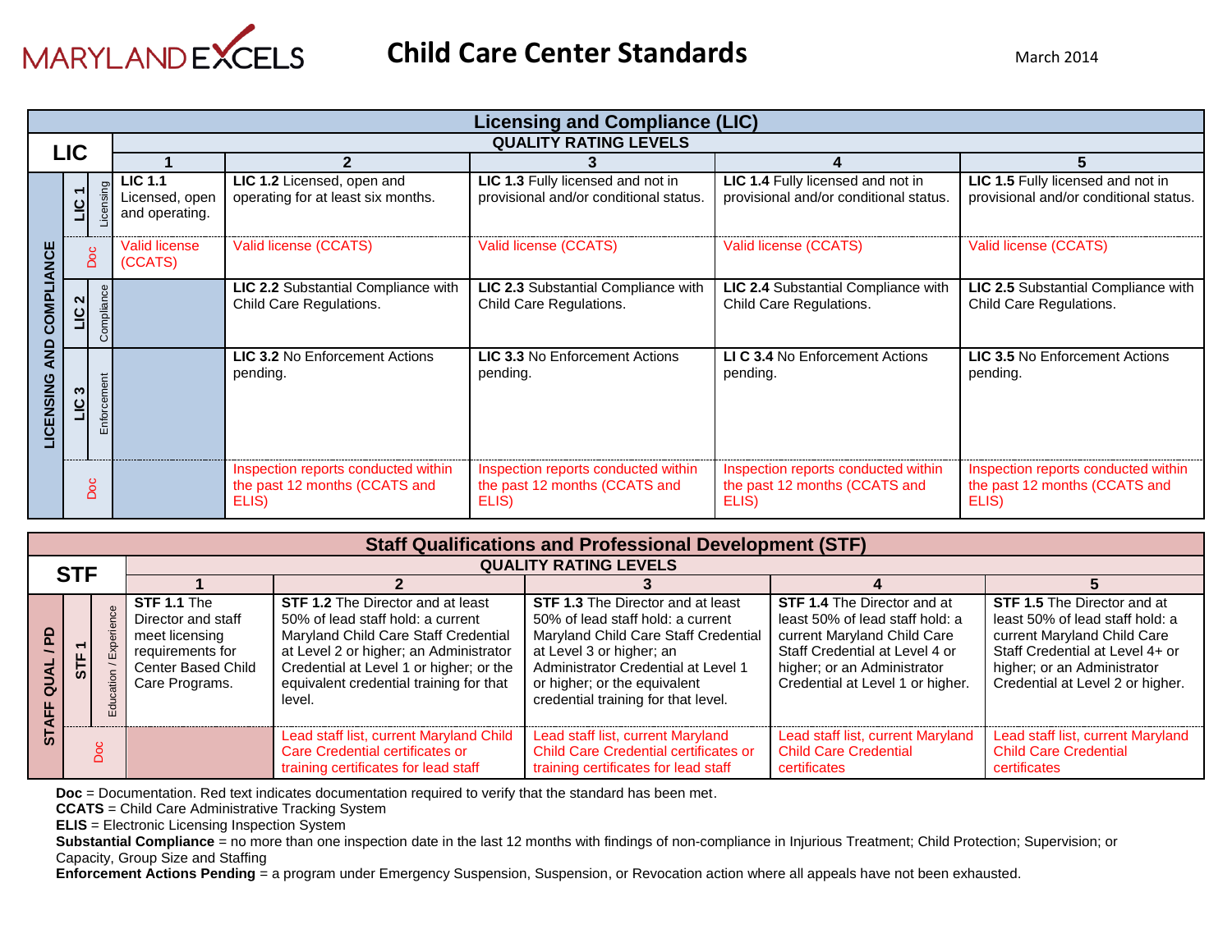MARYLAND EXCELS

# Child Care Center Standards

March 2014

## Licensing and Compliance (LIC)

| LIC | | 1 | 2 | 3 | 4 | 5 |
|---|---|---|---|---|---|---|
| LIC 1 | Licensing | **LIC 1.1** Licensed, open and operating. | **LIC 1.2** Licensed, open and operating for at least six months. | **LIC 1.3** Fully licensed and not in provisional and/or conditional status. | **LIC 1.4** Fully licensed and not in provisional and/or conditional status. | **LIC 1.5** Fully licensed and not in provisional and/or conditional status. |
| Doc | | Valid license (CCATS) | Valid license (CCATS) | Valid license (CCATS) | Valid license (CCATS) | Valid license (CCATS) |
| LIC 2 | Compliance | | **LIC 2.2** Substantial Compliance with Child Care Regulations. | **LIC 2.3** Substantial Compliance with Child Care Regulations. | **LIC 2.4** Substantial Compliance with Child Care Regulations. | **LIC 2.5** Substantial Compliance with Child Care Regulations. |
| LIC 3 | Enforcement | | **LIC 3.2** No Enforcement Actions pending. | **LIC 3.3** No Enforcement Actions pending. | **LI C 3.4** No Enforcement Actions pending. | **LIC 3.5** No Enforcement Actions pending. |
| Doc | | | Inspection reports conducted within the past 12 months (CCATS and ELIS) | Inspection reports conducted within the past 12 months (CCATS and ELIS) | Inspection reports conducted within the past 12 months (CCATS and ELIS) | Inspection reports conducted within the past 12 months (CCATS and ELIS) |

## Staff Qualifications and Professional Development (STF)

| STF | | 1 | 2 | 3 | 4 | 5 |
|---|---|---|---|---|---|---|
| STF 1 | Education / Experience | **STF 1.1** The Director and staff meet licensing requirements for Center Based Child Care Programs. | **STF 1.2** The Director and at least 50% of lead staff hold: a current Maryland Child Care Staff Credential at Level 2 or higher; an Administrator Credential at Level 1 or higher; or the equivalent credential training for that level. | **STF 1.3** The Director and at least 50% of lead staff hold: a current Maryland Child Care Staff Credential at Level 3 or higher; an Administrator Credential at Level 1 or higher; or the equivalent credential training for that level. | **STF 1.4** The Director and at least 50% of lead staff hold: a current Maryland Child Care Staff Credential at Level 4 or higher; or an Administrator Credential at Level 1 or higher. | **STF 1.5** The Director and at least 50% of lead staff hold: a current Maryland Child Care Staff Credential at Level 4+ or higher; or an Administrator Credential at Level 2 or higher. |
| Doc | | | Lead staff list, current Maryland Child Care Credential certificates or training certificates for lead staff | Lead staff list, current Maryland Child Care Credential certificates or training certificates for lead staff | Lead staff list, current Maryland Child Care Credential certificates | Lead staff list, current Maryland Child Care Credential certificates |

**Doc** = Documentation. Red text indicates documentation required to verify that the standard has been met.
**CCATS** = Child Care Administrative Tracking System
**ELIS** = Electronic Licensing Inspection System
**Substantial Compliance** = no more than one inspection date in the last 12 months with findings of non-compliance in Injurious Treatment; Child Protection; Supervision; or Capacity, Group Size and Staffing
**Enforcement Actions Pending** = a program under Emergency Suspension, Suspension, or Revocation action where all appeals have not been exhausted.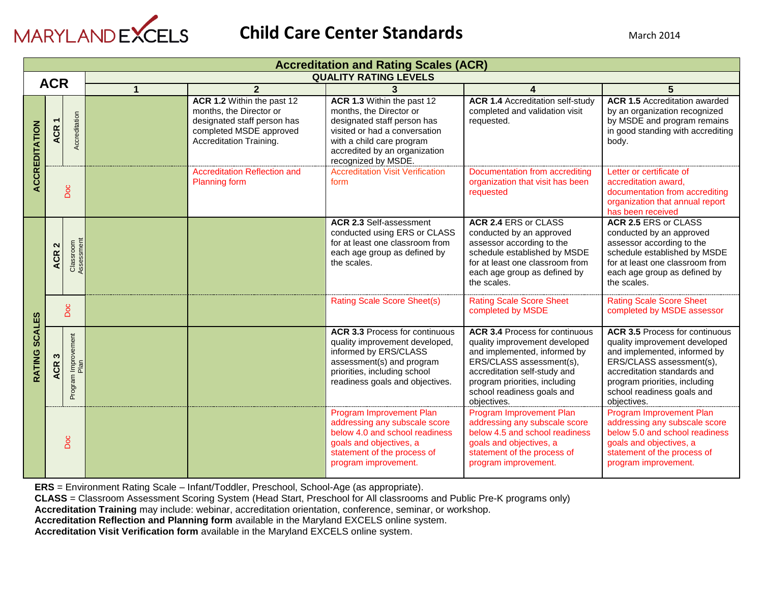# Child Care Center Standards

March 2014

## Accreditation and Rating Scales (ACR)

| ACR | | | QUALITY RATING LEVELS | | | | |
|---|---|---|---|---|---|---|---|
| | | | 1 | 2 | 3 | 4 | 5 |
| ACCREDITATION | ACR 1 | Accreditation | | **ACR 1.2** Within the past 12 months, the Director or designated staff person has completed MSDE approved Accreditation Training. | **ACR 1.3** Within the past 12 months, the Director or designated staff person has visited or had a conversation with a child care program accredited by an organization recognized by MSDE. | **ACR 1.4** Accreditation self-study completed and validation visit requested. | **ACR 1.5** Accreditation awarded by an organization recognized by MSDE and program remains in good standing with accrediting body. |
| | Doc | | | Accreditation Reflection and Planning form | Accreditation Visit Verification form | Documentation from accrediting organization that visit has been requested | Letter or certificate of accreditation award, documentation from accrediting organization that annual report has been received |
| RATING SCALES | ACR 2 | Classroom Assessment | | | **ACR 2.3** Self-assessment conducted using ERS or CLASS for at least one classroom from each age group as defined by the scales. | **ACR 2.4** ERS or CLASS conducted by an approved assessor according to the schedule established by MSDE for at least one classroom from each age group as defined by the scales. | **ACR 2.5** ERS or CLASS conducted by an approved assessor according to the schedule established by MSDE for at least one classroom from each age group as defined by the scales. |
| | Doc | | | | Rating Scale Score Sheet(s) | Rating Scale Score Sheet completed by MSDE | Rating Scale Score Sheet completed by MSDE assessor |
| | ACR 3 | Program Improvement Plan | | | **ACR 3.3** Process for continuous quality improvement developed, informed by ERS/CLASS assessment(s) and program priorities, including school readiness goals and objectives. | **ACR 3.4** Process for continuous quality improvement developed and implemented, informed by ERS/CLASS assessment(s), accreditation self-study and program priorities, including school readiness goals and objectives. | **ACR 3.5** Process for continuous quality improvement developed and implemented, informed by ERS/CLASS assessment(s), accreditation standards and program priorities, including school readiness goals and objectives. |
| | Doc | | | | Program Improvement Plan addressing any subscale score below 4.0 and school readiness goals and objectives, a statement of the process of program improvement. | Program Improvement Plan addressing any subscale score below 4.5 and school readiness goals and objectives, a statement of the process of program improvement. | Program Improvement Plan addressing any subscale score below 5.0 and school readiness goals and objectives, a statement of the process of program improvement. |

**ERS** = Environment Rating Scale – Infant/Toddler, Preschool, School-Age (as appropriate).
**CLASS** = Classroom Assessment Scoring System (Head Start, Preschool for All classrooms and Public Pre-K programs only)
**Accreditation Training** may include: webinar, accreditation orientation, conference, seminar, or workshop.
**Accreditation Reflection and Planning form** available in the Maryland EXCELS online system.
**Accreditation Visit Verification form** available in the Maryland EXCELS online system.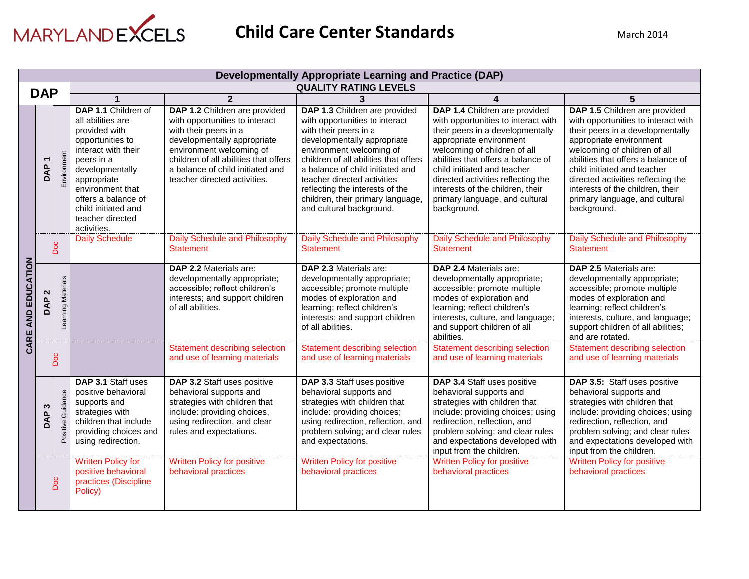# Child Care Center Standards

March 2014

| Developmentally Appropriate Learning and Practice (DAP) | | | | | | |
|---|---|---|---|---|---|---|
| **DAP** | | **QUALITY RATING LEVELS** | | | | |
| | | **1** | **2** | **3** | **4** | **5** |
| **CARE AND EDUCATION** | **DAP 1** Environment | **DAP 1.1** Children of all abilities are provided with opportunities to interact with their peers in a developmentally appropriate environment that offers a balance of child initiated and teacher directed activities. | **DAP 1.2** Children are provided with opportunities to interact with their peers in a developmentally appropriate environment welcoming of children of all abilities that offers a balance of child initiated and teacher directed activities. | **DAP 1.3** Children are provided with opportunities to interact with their peers in a developmentally appropriate environment welcoming of children of all abilities that offers a balance of child initiated and teacher directed activities reflecting the interests of the children, their primary language, and cultural background. | **DAP 1.4** Children are provided with opportunities to interact with their peers in a developmentally appropriate environment welcoming of children of all abilities that offers a balance of child initiated and teacher directed activities reflecting the interests of the children, their primary language, and cultural background. | **DAP 1.5** Children are provided with opportunities to interact with their peers in a developmentally appropriate environment welcoming of children of all abilities that offers a balance of child initiated and teacher directed activities reflecting the interests of the children, their primary language, and cultural background. |
| | Doc | Daily Schedule | Daily Schedule and Philosophy Statement | Daily Schedule and Philosophy Statement | Daily Schedule and Philosophy Statement | Daily Schedule and Philosophy Statement |
| | **DAP 2** Learning Materials | | **DAP 2.2** Materials are: developmentally appropriate; accessible; reflect children's interests; and support children of all abilities. | **DAP 2.3** Materials are: developmentally appropriate; accessible; promote multiple modes of exploration and learning; reflect children's interests; and support children of all abilities. | **DAP 2.4** Materials are: developmentally appropriate; accessible; promote multiple modes of exploration and learning; reflect children's interests, culture, and language; and support children of all abilities. | **DAP 2.5** Materials are: developmentally appropriate; accessible; promote multiple modes of exploration and learning; reflect children's interests, culture, and language; support children of all abilities; and are rotated. |
| | Doc | | Statement describing selection and use of learning materials | Statement describing selection and use of learning materials | Statement describing selection and use of learning materials | Statement describing selection and use of learning materials |
| | **DAP 3** Positive Guidance | **DAP 3.1** Staff uses positive behavioral supports and strategies with children that include providing choices and using redirection. | **DAP 3.2** Staff uses positive behavioral supports and strategies with children that include: providing choices, using redirection, and clear rules and expectations. | **DAP 3.3** Staff uses positive behavioral supports and strategies with children that include: providing choices; using redirection, reflection, and problem solving; and clear rules and expectations. | **DAP 3.4** Staff uses positive behavioral supports and strategies with children that include: providing choices; using redirection, reflection, and problem solving; and clear rules and expectations developed with input from the children. | **DAP 3.5:** Staff uses positive behavioral supports and strategies with children that include: providing choices; using redirection, reflection, and problem solving; and clear rules and expectations developed with input from the children. |
| | Doc | Written Policy for positive behavioral practices (Discipline Policy) | Written Policy for positive behavioral practices | Written Policy for positive behavioral practices | Written Policy for positive behavioral practices | Written Policy for positive behavioral practices |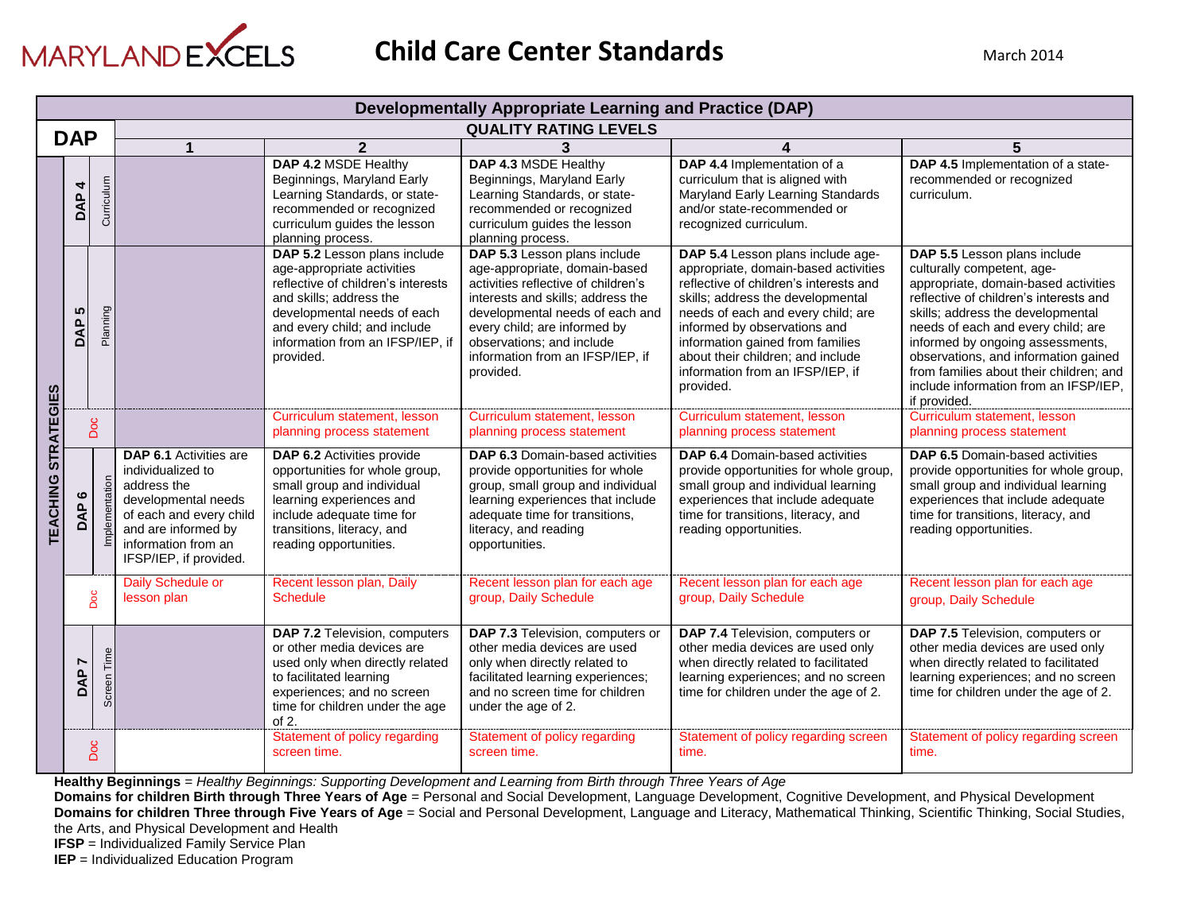# Child Care Center Standards

March 2014

| Developmentally Appropriate Learning and Practice (DAP) | | | | | |
|---|---|---|---|---|---|
| **DAP** | **QUALITY RATING LEVELS** | | | | |
| | **1** | **2** | **3** | **4** | **5** |
| **TEACHING STRATEGIES** — **DAP 4** Curriculum | | **DAP 4.2** MSDE Healthy Beginnings, Maryland Early Learning Standards, or state-recommended or recognized curriculum guides the lesson planning process. | **DAP 4.3** MSDE Healthy Beginnings, Maryland Early Learning Standards, or state-recommended or recognized curriculum guides the lesson planning process. | **DAP 4.4** Implementation of a curriculum that is aligned with Maryland Early Learning Standards and/or state-recommended or recognized curriculum. | **DAP 4.5** Implementation of a state-recommended or recognized curriculum. |
| **DAP 5** Planning | | **DAP 5.2** Lesson plans include age-appropriate activities reflective of children's interests and skills; address the developmental needs of each and every child; and include information from an IFSP/IEP, if provided. | **DAP 5.3** Lesson plans include age-appropriate, domain-based activities reflective of children's interests and skills; address the developmental needs of each and every child; are informed by observations; and include information from an IFSP/IEP, if provided. | **DAP 5.4** Lesson plans include age-appropriate, domain-based activities reflective of children's interests and skills; address the developmental needs of each and every child; are informed by observations and information gained from families about their children; and include information from an IFSP/IEP, if provided. | **DAP 5.5** Lesson plans include culturally competent, age-appropriate, domain-based activities reflective of children's interests and skills; address the developmental needs of each and every child; are informed by ongoing assessments, observations, and information gained from families about their children; and include information from an IFSP/IEP, if provided. |
| Doc | | Curriculum statement, lesson planning process statement | Curriculum statement, lesson planning process statement | Curriculum statement, lesson planning process statement | Curriculum statement, lesson planning process statement |
| **DAP 6** Implementation | **DAP 6.1** Activities are individualized to address the developmental needs of each and every child and are informed by information from an IFSP/IEP, if provided. | **DAP 6.2** Activities provide opportunities for whole group, small group and individual learning experiences and include adequate time for transitions, literacy, and reading opportunities. | **DAP 6.3** Domain-based activities provide opportunities for whole group, small group and individual learning experiences that include adequate time for transitions, literacy, and reading opportunities. | **DAP 6.4** Domain-based activities provide opportunities for whole group, small group and individual learning experiences that include adequate time for transitions, literacy, and reading opportunities. | **DAP 6.5** Domain-based activities provide opportunities for whole group, small group and individual learning experiences that include adequate time for transitions, literacy, and reading opportunities. |
| Doc | Daily Schedule or lesson plan | Recent lesson plan, Daily Schedule | Recent lesson plan for each age group, Daily Schedule | Recent lesson plan for each age group, Daily Schedule | Recent lesson plan for each age group, Daily Schedule |
| **DAP 7** Screen Time | | **DAP 7.2** Television, computers or other media devices are used only when directly related to facilitated learning experiences; and no screen time for children under the age of 2. | **DAP 7.3** Television, computers or other media devices are used only when directly related to facilitated learning experiences; and no screen time for children under the age of 2. | **DAP 7.4** Television, computers or other media devices are used only when directly related to facilitated learning experiences; and no screen time for children under the age of 2. | **DAP 7.5** Television, computers or other media devices are used only when directly related to facilitated learning experiences; and no screen time for children under the age of 2. |
| Doc | | Statement of policy regarding screen time. | Statement of policy regarding screen time. | Statement of policy regarding screen time. | Statement of policy regarding screen time. |

**Healthy Beginnings** = *Healthy Beginnings: Supporting Development and Learning from Birth through Three Years of Age*
**Domains for children Birth through Three Years of Age** = Personal and Social Development, Language Development, Cognitive Development, and Physical Development
**Domains for children Three through Five Years of Age** = Social and Personal Development, Language and Literacy, Mathematical Thinking, Scientific Thinking, Social Studies, the Arts, and Physical Development and Health
**IFSP** = Individualized Family Service Plan
**IEP** = Individualized Education Program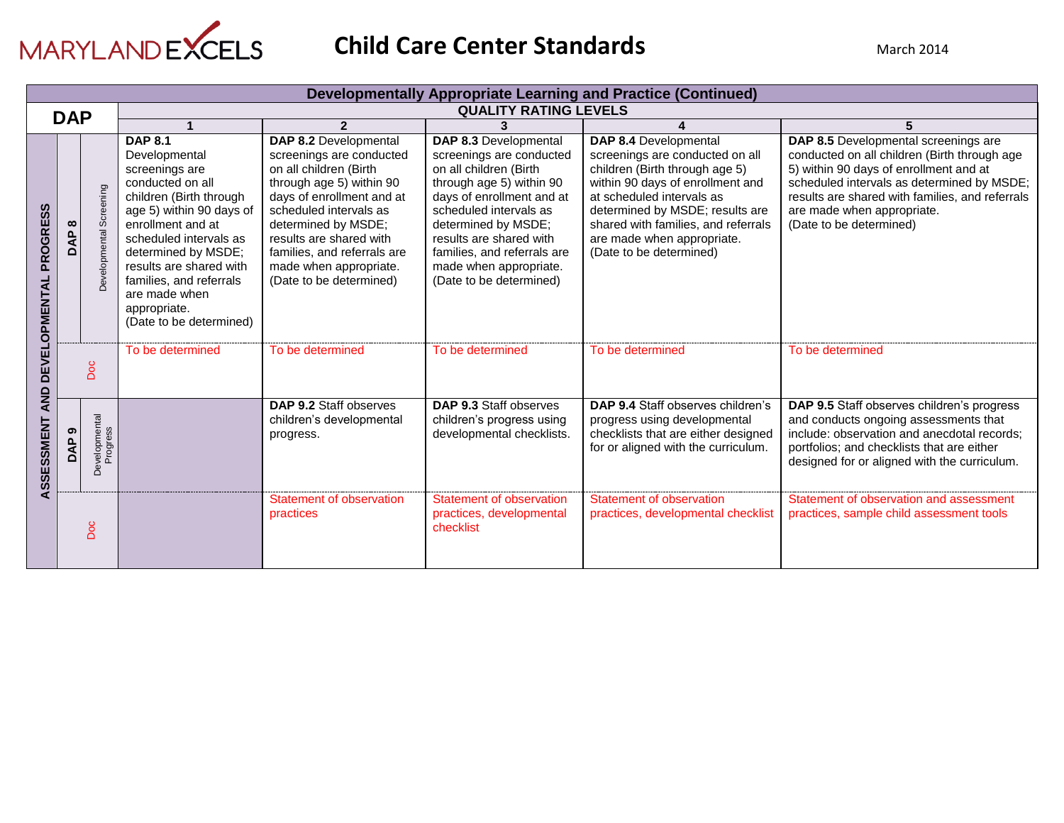# Child Care Center Standards

March 2014

| Developmentally Appropriate Learning and Practice (Continued) | | | | | | | |
|---|---|---|---|---|---|---|---|
| **DAP** | | | **QUALITY RATING LEVELS** | | | | |
| | | | **1** | **2** | **3** | **4** | **5** |
| **ASSESSMENT AND DEVELOPMENTAL PROGRESS** | **DAP 8** | Developmental Screening | **DAP 8.1** Developmental screenings are conducted on all children (Birth through age 5) within 90 days of enrollment and at scheduled intervals as determined by MSDE; results are shared with families, and referrals are made when appropriate. (Date to be determined) | **DAP 8.2** Developmental screenings are conducted on all children (Birth through age 5) within 90 days of enrollment and at scheduled intervals as determined by MSDE; results are shared with families, and referrals are made when appropriate. (Date to be determined) | **DAP 8.3** Developmental screenings are conducted on all children (Birth through age 5) within 90 days of enrollment and at scheduled intervals as determined by MSDE; results are shared with families, and referrals are made when appropriate. (Date to be determined) | **DAP 8.4** Developmental screenings are conducted on all children (Birth through age 5) within 90 days of enrollment and at scheduled intervals as determined by MSDE; results are shared with families, and referrals are made when appropriate. (Date to be determined) | **DAP 8.5** Developmental screenings are conducted on all children (Birth through age 5) within 90 days of enrollment and at scheduled intervals as determined by MSDE; results are shared with families, and referrals are made when appropriate. (Date to be determined) |
| | Doc | | To be determined | To be determined | To be determined | To be determined | To be determined |
| | **DAP 9** | Developmental Progress | | **DAP 9.2** Staff observes children's developmental progress. | **DAP 9.3** Staff observes children's progress using developmental checklists. | **DAP 9.4** Staff observes children's progress using developmental checklists that are either designed for or aligned with the curriculum. | **DAP 9.5** Staff observes children's progress and conducts ongoing assessments that include: observation and anecdotal records; portfolios; and checklists that are either designed for or aligned with the curriculum. |
| | Doc | | | Statement of observation practices | Statement of observation practices, developmental checklist | Statement of observation practices, developmental checklist | Statement of observation and assessment practices, sample child assessment tools |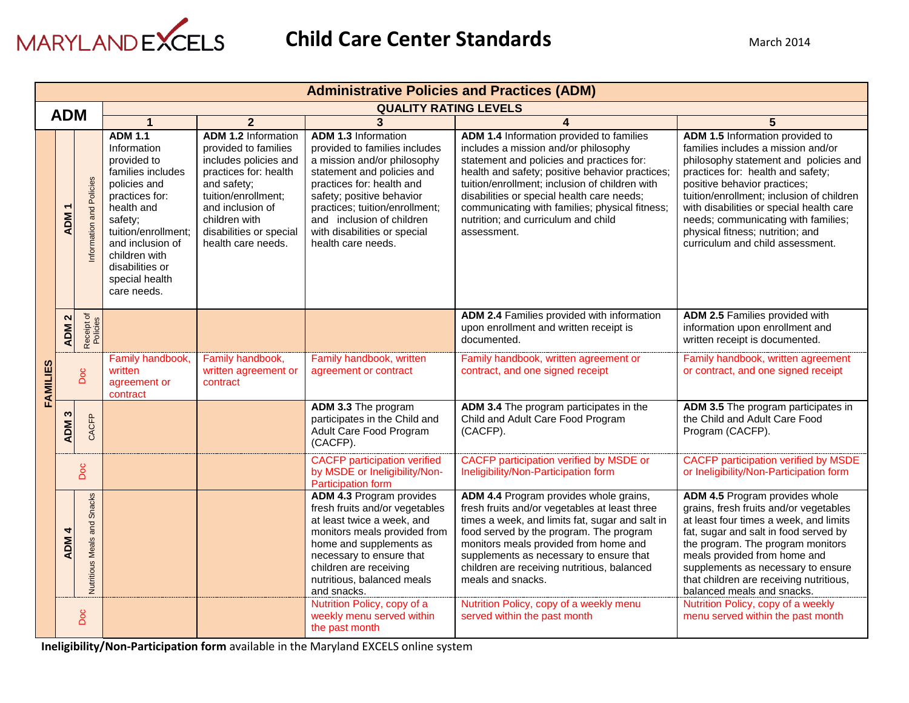# Child Care Center Standards

March 2014

| Administrative Policies and Practices (ADM) | | | | | | |
|---|---|---|---|---|---|---|
| **ADM** | | **QUALITY RATING LEVELS** | | | | |
| | | **1** | **2** | **3** | **4** | **5** |
| FAMILIES | ADM 1 Information and Policies | **ADM 1.1** Information provided to families includes policies and practices for: health and safety; tuition/enrollment; and inclusion of children with disabilities or special health care needs. | **ADM 1.2** Information provided to families includes policies and practices for: health and safety; tuition/enrollment; and inclusion of children with disabilities or special health care needs. | **ADM 1.3** Information provided to families includes a mission and/or philosophy statement and policies and practices for: health and safety; positive behavior practices; tuition/enrollment; and inclusion of children with disabilities or special health care needs. | **ADM 1.4** Information provided to families includes a mission and/or philosophy statement and policies and practices for: health and safety; positive behavior practices; tuition/enrollment; inclusion of children with disabilities or special health care needs; communicating with families; physical fitness; nutrition; and curriculum and child assessment. | **ADM 1.5** Information provided to families includes a mission and/or philosophy statement and policies and practices for: health and safety; positive behavior practices; tuition/enrollment; inclusion of children with disabilities or special health care needs; communicating with families; physical fitness; nutrition; and curriculum and child assessment. |
| | ADM 2 Receipt of Policies | | | | **ADM 2.4** Families provided with information upon enrollment and written receipt is documented. | **ADM 2.5** Families provided with information upon enrollment and written receipt is documented. |
| | Doc | Family handbook, written agreement or contract | Family handbook, written agreement or contract | Family handbook, written agreement or contract | Family handbook, written agreement or contract, and one signed receipt | Family handbook, written agreement or contract, and one signed receipt |
| | ADM 3 CACFP | | | **ADM 3.3** The program participates in the Child and Adult Care Food Program (CACFP). | **ADM 3.4** The program participates in the Child and Adult Care Food Program (CACFP). | **ADM 3.5** The program participates in the Child and Adult Care Food Program (CACFP). |
| | Doc | | | CACFP participation verified by MSDE or Ineligibility/Non-Participation form | CACFP participation verified by MSDE or Ineligibility/Non-Participation form | CACFP participation verified by MSDE or Ineligibility/Non-Participation form |
| | ADM 4 Nutritious Meals and Snacks | | | **ADM 4.3** Program provides fresh fruits and/or vegetables at least twice a week, and monitors meals provided from home and supplements as necessary to ensure that children are receiving nutritious, balanced meals and snacks. | **ADM 4.4** Program provides whole grains, fresh fruits and/or vegetables at least three times a week, and limits fat, sugar and salt in food served by the program. The program monitors meals provided from home and supplements as necessary to ensure that children are receiving nutritious, balanced meals and snacks. | **ADM 4.5** Program provides whole grains, fresh fruits and/or vegetables at least four times a week, and limits fat, sugar and salt in food served by the program. The program monitors meals provided from home and supplements as necessary to ensure that children are receiving nutritious, balanced meals and snacks. |
| | Doc | | | Nutrition Policy, copy of a weekly menu served within the past month | Nutrition Policy, copy of a weekly menu served within the past month | Nutrition Policy, copy of a weekly menu served within the past month |

**Ineligibility/Non-Participation form** available in the Maryland EXCELS online system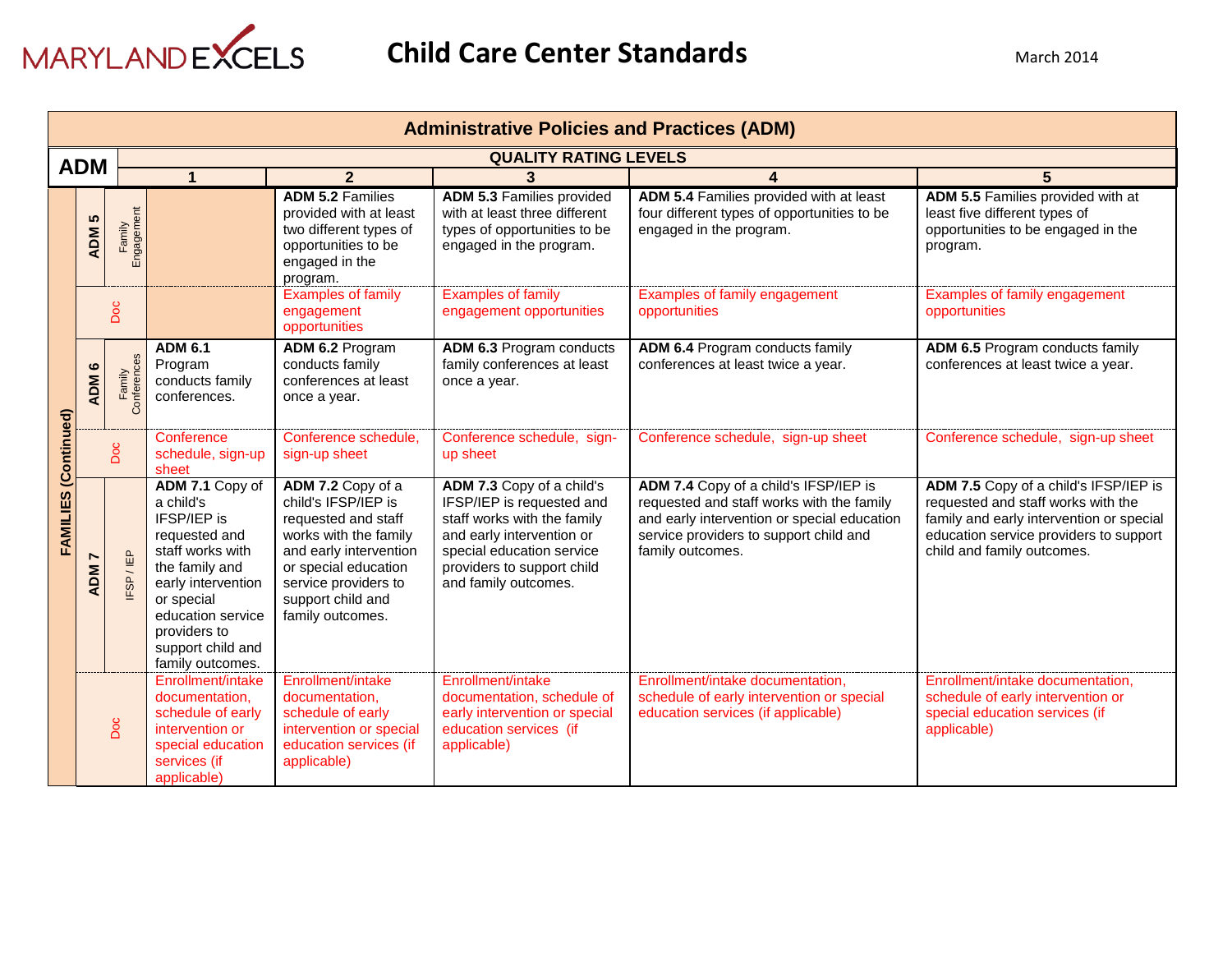# Child Care Center Standards

March 2014

| Administrative Policies and Practices (ADM) | | | | | | |
|---|---|---|---|---|---|---|
| **ADM** | | **QUALITY RATING LEVELS** | | | | |
| | | **1** | **2** | **3** | **4** | **5** |
| **FAMILIES (Continued)** | **ADM 5** Family Engagement | | **ADM 5.2** Families provided with at least two different types of opportunities to be engaged in the program. | **ADM 5.3** Families provided with at least three different types of opportunities to be engaged in the program. | **ADM 5.4** Families provided with at least four different types of opportunities to be engaged in the program. | **ADM 5.5** Families provided with at least five different types of opportunities to be engaged in the program. |
| | Doc | | Examples of family engagement opportunities | Examples of family engagement opportunities | Examples of family engagement opportunities | Examples of family engagement opportunities |
| | **ADM 6** Family Conferences | **ADM 6.1** Program conducts family conferences. | **ADM 6.2** Program conducts family conferences at least once a year. | **ADM 6.3** Program conducts family conferences at least once a year. | **ADM 6.4** Program conducts family conferences at least twice a year. | **ADM 6.5** Program conducts family conferences at least twice a year. |
| | Doc | Conference schedule, sign-up sheet | Conference schedule, sign-up sheet | Conference schedule, sign-up sheet | Conference schedule, sign-up sheet | Conference schedule, sign-up sheet |
| | **ADM 7** IFSP / IEP | **ADM 7.1** Copy of a child's IFSP/IEP is requested and staff works with the family and early intervention or special education service providers to support child and family outcomes. | **ADM 7.2** Copy of a child's IFSP/IEP is requested and staff works with the family and early intervention or special education service providers to support child and family outcomes. | **ADM 7.3** Copy of a child's IFSP/IEP is requested and staff works with the family and early intervention or special education service providers to support child and family outcomes. | **ADM 7.4** Copy of a child's IFSP/IEP is requested and staff works with the family and early intervention or special education service providers to support child and family outcomes. | **ADM 7.5** Copy of a child's IFSP/IEP is requested and staff works with the family and early intervention or special education service providers to support child and family outcomes. |
| | Doc | Enrollment/intake documentation, schedule of early intervention or special education services (if applicable) | Enrollment/intake documentation, schedule of early intervention or special education services (if applicable) | Enrollment/intake documentation, schedule of early intervention or special education services (if applicable) | Enrollment/intake documentation, schedule of early intervention or special education services (if applicable) | Enrollment/intake documentation, schedule of early intervention or special education services (if applicable) |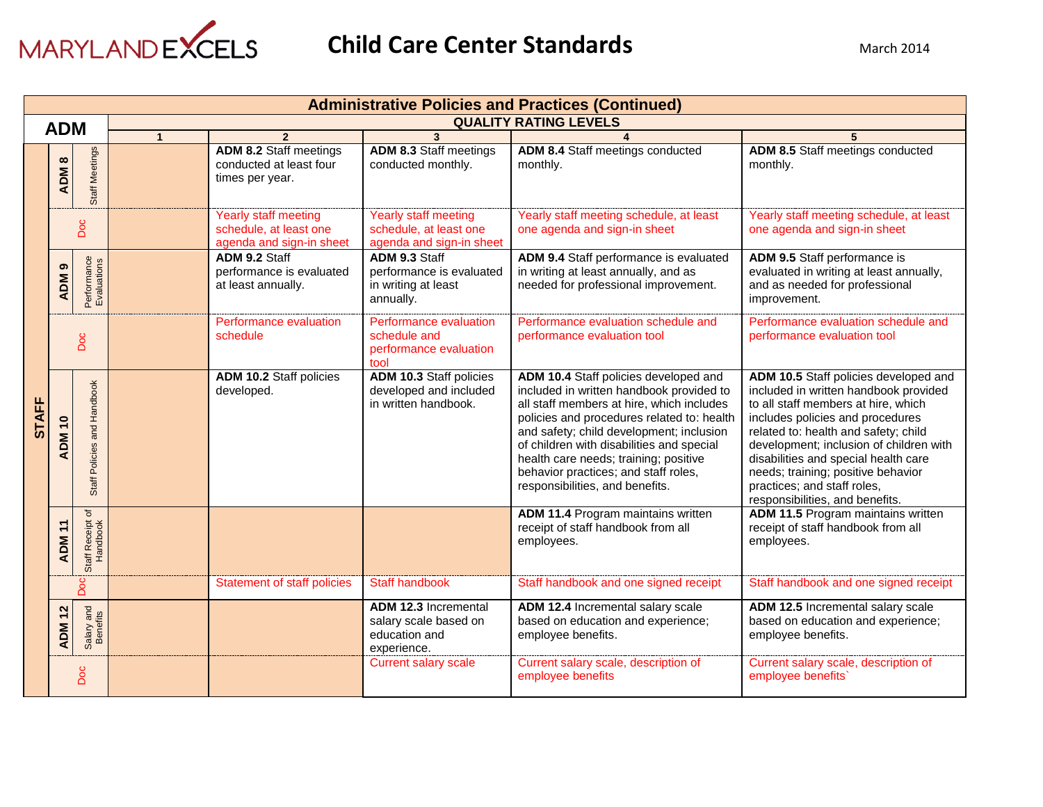# Child Care Center Standards

March 2014

## Administrative Policies and Practices (Continued)

| ADM | | | QUALITY RATING LEVELS | | | | |
|---|---|---|---|---|---|---|---|
| | | | 1 | 2 | 3 | 4 | 5 |
| STAFF | ADM 8 | Staff Meetings | | **ADM 8.2** Staff meetings conducted at least four times per year. | **ADM 8.3** Staff meetings conducted monthly. | **ADM 8.4** Staff meetings conducted monthly. | **ADM 8.5** Staff meetings conducted monthly. |
| | Doc | | | Yearly staff meeting schedule, at least one agenda and sign-in sheet | Yearly staff meeting schedule, at least one agenda and sign-in sheet | Yearly staff meeting schedule, at least one agenda and sign-in sheet | Yearly staff meeting schedule, at least one agenda and sign-in sheet |
| | ADM 9 | Performance Evaluations | | **ADM 9.2** Staff performance is evaluated at least annually. | **ADM 9.3** Staff performance is evaluated in writing at least annually. | **ADM 9.4** Staff performance is evaluated in writing at least annually, and as needed for professional improvement. | **ADM 9.5** Staff performance is evaluated in writing at least annually, and as needed for professional improvement. |
| | Doc | | | Performance evaluation schedule | Performance evaluation schedule and performance evaluation tool | Performance evaluation schedule and performance evaluation tool | Performance evaluation schedule and performance evaluation tool |
| | ADM 10 | Staff Policies and Handbook | | **ADM 10.2** Staff policies developed. | **ADM 10.3** Staff policies developed and included in written handbook. | **ADM 10.4** Staff policies developed and included in written handbook provided to all staff members at hire, which includes policies and procedures related to: health and safety; child development; inclusion of children with disabilities and special health care needs; training; positive behavior practices; and staff roles, responsibilities, and benefits. | **ADM 10.5** Staff policies developed and included in written handbook provided to all staff members at hire, which includes policies and procedures related to: health and safety; child development; inclusion of children with disabilities and special health care needs; training; positive behavior practices; and staff roles, responsibilities, and benefits. |
| | ADM 11 | Staff Receipt of Handbook | | | | **ADM 11.4** Program maintains written receipt of staff handbook from all employees. | **ADM 11.5** Program maintains written receipt of staff handbook from all employees. |
| | Doc | | | Statement of staff policies | Staff handbook | Staff handbook and one signed receipt | Staff handbook and one signed receipt |
| | ADM 12 | Salary and Benefits | | | **ADM 12.3** Incremental salary scale based on education and experience. | **ADM 12.4** Incremental salary scale based on education and experience; employee benefits. | **ADM 12.5** Incremental salary scale based on education and experience; employee benefits. |
| | Doc | | | | Current salary scale | Current salary scale, description of employee benefits | Current salary scale, description of employee benefits` |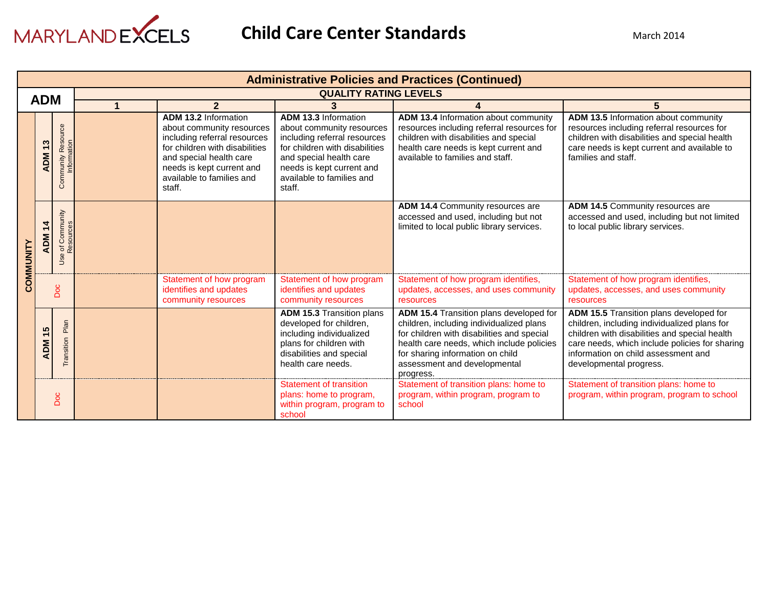MARYLAND EXCELS

# Child Care Center Standards

March 2014

| Administrative Policies and Practices (Continued) | | | | | | | |
|---|---|---|---|---|---|---|---|
| **ADM** | | QUALITY RATING LEVELS | | | | | |
| | | **1** | **2** | **3** | **4** | **5** |
| COMMUNITY | ADM 13 Community Resource Information | | **ADM 13.2** Information about community resources including referral resources for children with disabilities and special health care needs is kept current and available to families and staff. | **ADM 13.3** Information about community resources including referral resources for children with disabilities and special health care needs is kept current and available to families and staff. | **ADM 13.4** Information about community resources including referral resources for children with disabilities and special health care needs is kept current and available to families and staff. | **ADM 13.5** Information about community resources including referral resources for children with disabilities and special health care needs is kept current and available to families and staff. |
| | ADM 14 Use of Community Resources | | | | **ADM 14.4** Community resources are accessed and used, including but not limited to local public library services. | **ADM 14.5** Community resources are accessed and used, including but not limited to local public library services. |
| | Doc | | Statement of how program identifies and updates community resources | Statement of how program identifies and updates community resources | Statement of how program identifies, updates, accesses, and uses community resources | Statement of how program identifies, updates, accesses, and uses community resources |
| | ADM 15 Transition Plan | | | **ADM 15.3** Transition plans developed for children, including individualized plans for children with disabilities and special health care needs. | **ADM 15.4** Transition plans developed for children, including individualized plans for children with disabilities and special health care needs, which include policies for sharing information on child assessment and developmental progress. | **ADM 15.5** Transition plans developed for children, including individualized plans for children with disabilities and special health care needs, which include policies for sharing information on child assessment and developmental progress. |
| | Doc | | | Statement of transition plans: home to program, within program, program to school | Statement of transition plans: home to program, within program, program to school | Statement of transition plans: home to program, within program, program to school |